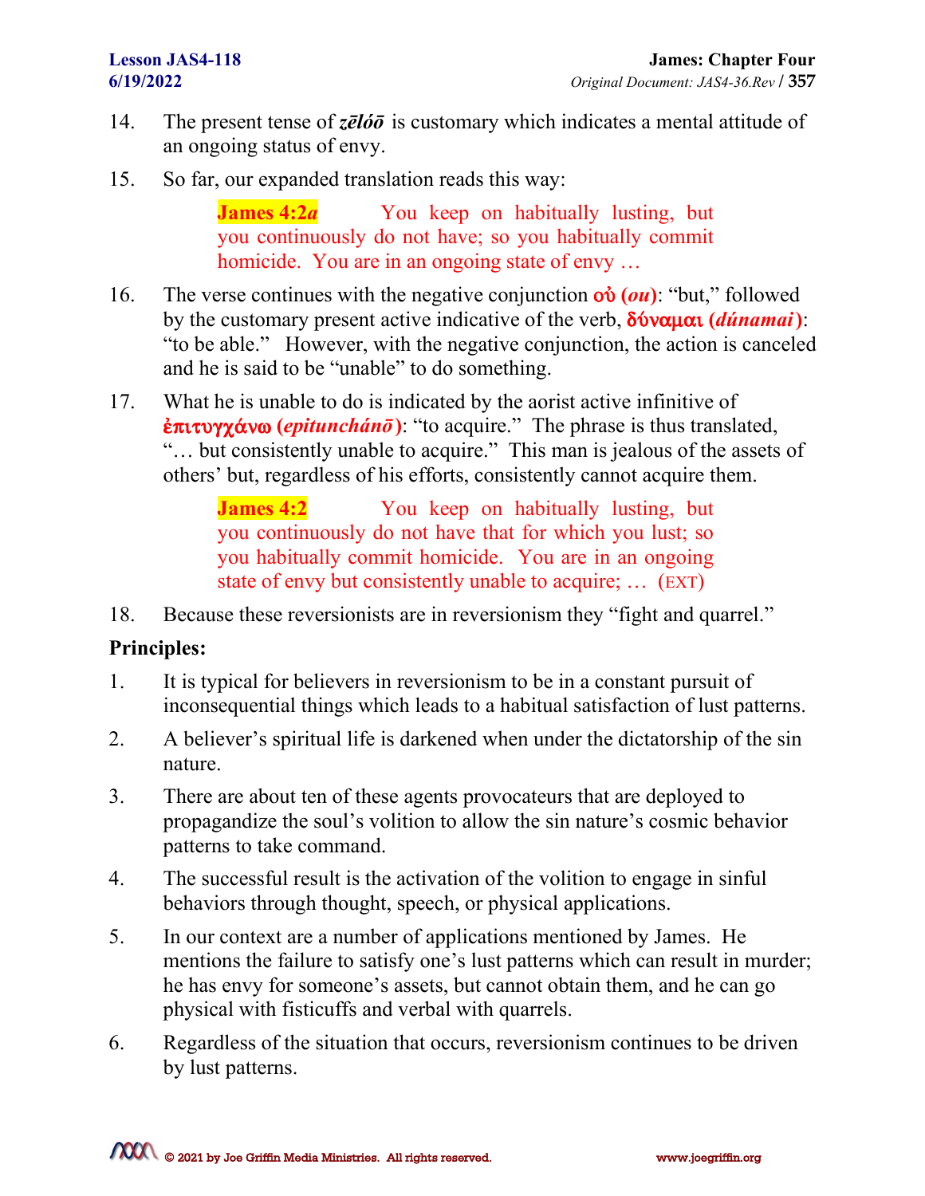14. The present tense of ***zēlóō*** is customary which indicates a mental attitude of an ongoing status of envy.

15. So far, our expanded translation reads this way:

> **James 4:2*a*** You keep on habitually lusting, but you continuously do not have; so you habitually commit homicide. You are in an ongoing state of envy …

16. The verse continues with the negative conjunction **οὐ (*ou*)**: "but," followed by the customary present active indicative of the verb, **δύναμαι (*dúnamai*)**: "to be able." However, with the negative conjunction, the action is canceled and he is said to be "unable" to do something.

17. What he is unable to do is indicated by the aorist active infinitive of **ἐπιτυγχάνω (*epitunchánō*)**: "to acquire." The phrase is thus translated, "… but consistently unable to acquire." This man is jealous of the assets of others' but, regardless of his efforts, consistently cannot acquire them.

> **James 4:2** You keep on habitually lusting, but you continuously do not have that for which you lust; so you habitually commit homicide. You are in an ongoing state of envy but consistently unable to acquire; … (EXT)

18. Because these reversionists are in reversionism they "fight and quarrel."

**Principles:**

1. It is typical for believers in reversionism to be in a constant pursuit of inconsequential things which leads to a habitual satisfaction of lust patterns.

2. A believer's spiritual life is darkened when under the dictatorship of the sin nature.

3. There are about ten of these agents provocateurs that are deployed to propagandize the soul's volition to allow the sin nature's cosmic behavior patterns to take command.

4. The successful result is the activation of the volition to engage in sinful behaviors through thought, speech, or physical applications.

5. In our context are a number of applications mentioned by James. He mentions the failure to satisfy one's lust patterns which can result in murder; he has envy for someone's assets, but cannot obtain them, and he can go physical with fisticuffs and verbal with quarrels.

6. Regardless of the situation that occurs, reversionism continues to be driven by lust patterns.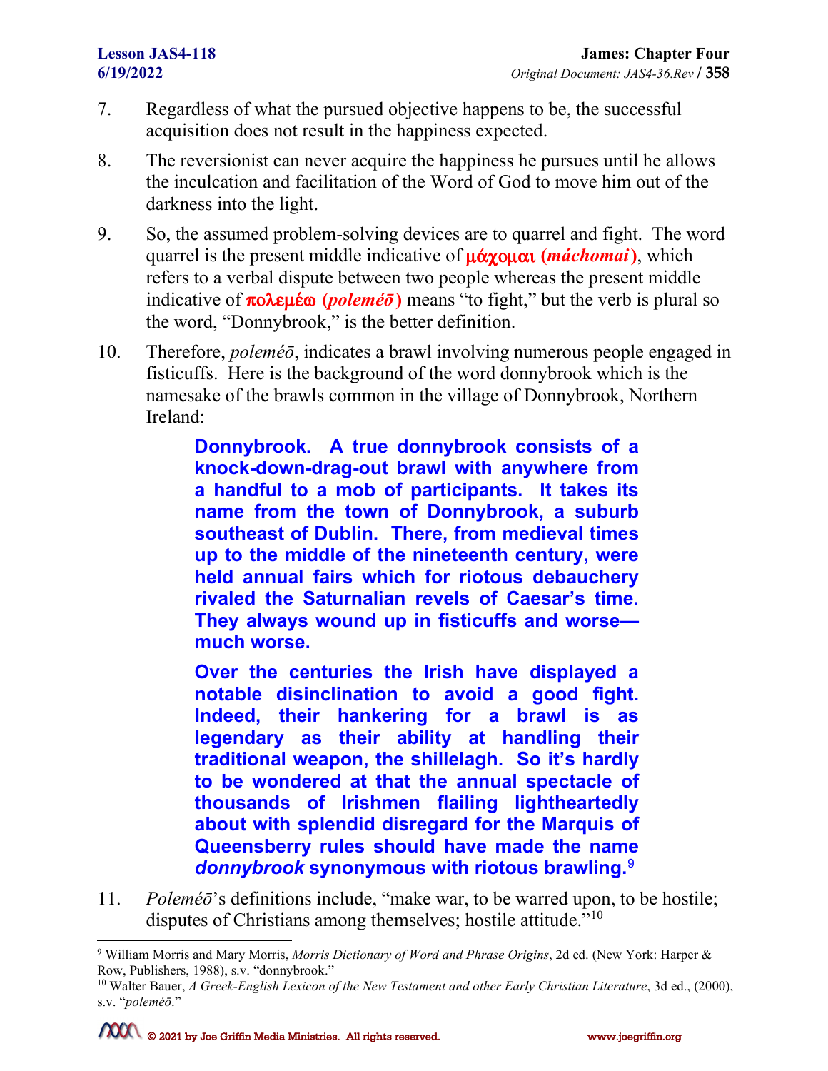7. Regardless of what the pursued objective happens to be, the successful acquisition does not result in the happiness expected.

8. The reversionist can never acquire the happiness he pursues until he allows the inculcation and facilitation of the Word of God to move him out of the darkness into the light.

9. So, the assumed problem-solving devices are to quarrel and fight. The word quarrel is the present middle indicative of **μάχομαι (*máchomai*)**, which refers to a verbal dispute between two people whereas the present middle indicative of **πολεμέω (*poleméō*)** means "to fight," but the verb is plural so the word, "Donnybrook," is the better definition.

10. Therefore, *poleméō*, indicates a brawl involving numerous people engaged in fisticuffs. Here is the background of the word donnybrook which is the namesake of the brawls common in the village of Donnybrook, Northern Ireland:

> **Donnybrook. A true donnybrook consists of a knock-down-drag-out brawl with anywhere from a handful to a mob of participants. It takes its name from the town of Donnybrook, a suburb southeast of Dublin. There, from medieval times up to the middle of the nineteenth century, were held annual fairs which for riotous debauchery rivaled the Saturnalian revels of Caesar's time. They always wound up in fisticuffs and worse—much worse.**
>
> **Over the centuries the Irish have displayed a notable disinclination to avoid a good fight. Indeed, their hankering for a brawl is as legendary as their ability at handling their traditional weapon, the shillelagh. So it's hardly to be wondered at that the annual spectacle of thousands of Irishmen flailing lightheartedly about with splendid disregard for the Marquis of Queensberry rules should have made the name *donnybrook* synonymous with riotous brawling.**[9]

11. *Poleméō*'s definitions include, "make war, to be warred upon, to be hostile; disputes of Christians among themselves; hostile attitude."[10]

---

[9] William Morris and Mary Morris, *Morris Dictionary of Word and Phrase Origins*, 2d ed. (New York: Harper & Row, Publishers, 1988), s.v. "donnybrook."

[10] Walter Bauer, *A Greek-English Lexicon of the New Testament and other Early Christian Literature*, 3d ed., (2000), s.v. "*poleméō*."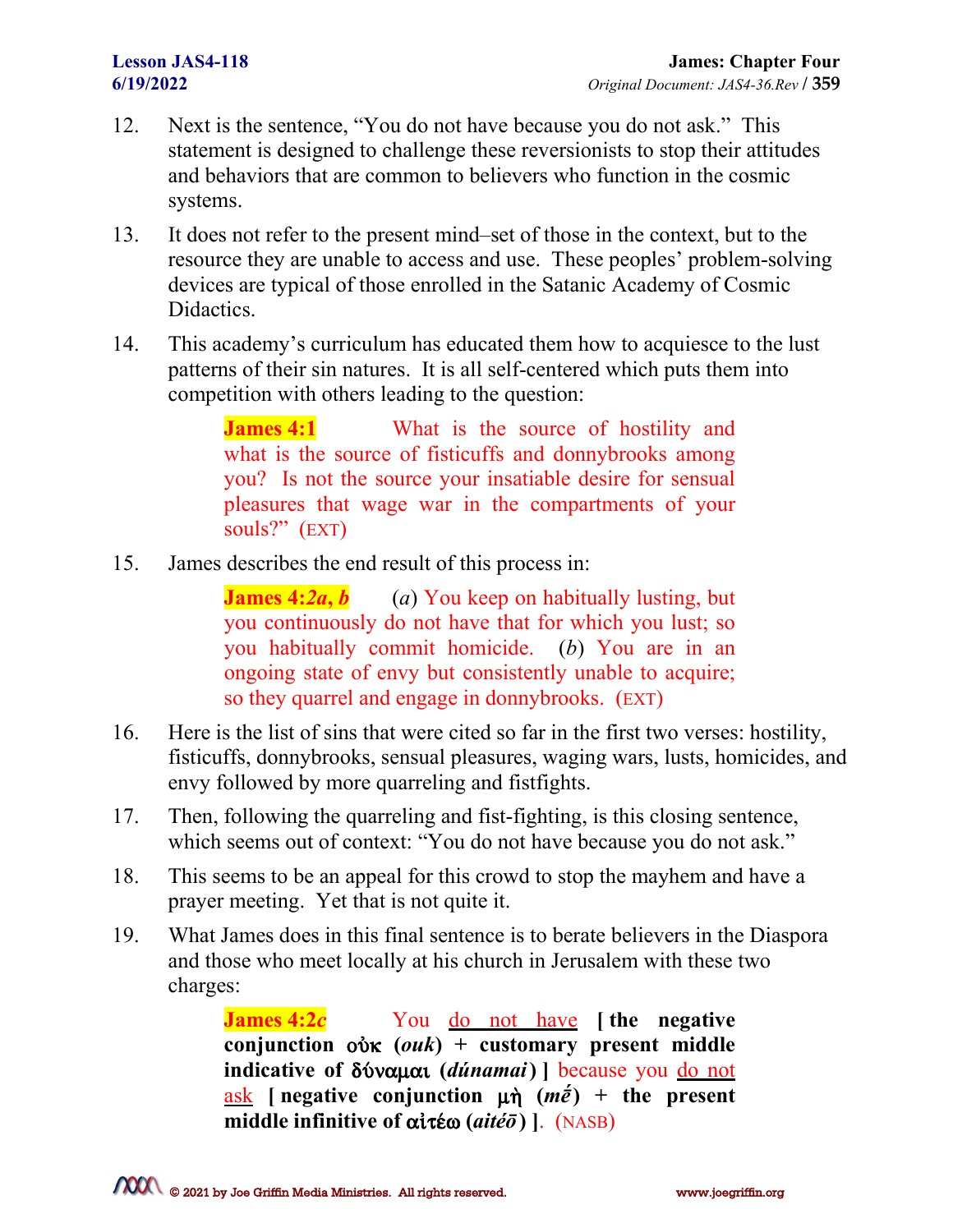12. Next is the sentence, "You do not have because you do not ask." This statement is designed to challenge these reversionists to stop their attitudes and behaviors that are common to believers who function in the cosmic systems.

13. It does not refer to the present mind–set of those in the context, but to the resource they are unable to access and use. These peoples' problem-solving devices are typical of those enrolled in the Satanic Academy of Cosmic Didactics.

14. This academy's curriculum has educated them how to acquiesce to the lust patterns of their sin natures. It is all self-centered which puts them into competition with others leading to the question:

> **James 4:1** What is the source of hostility and what is the source of fisticuffs and donnybrooks among you? Is not the source your insatiable desire for sensual pleasures that wage war in the compartments of your souls?" (EXT)

15. James describes the end result of this process in:

> **James 4:*2a*, *b*** (*a*) You keep on habitually lusting, but you continuously do not have that for which you lust; so you habitually commit homicide. (*b*) You are in an ongoing state of envy but consistently unable to acquire; so they quarrel and engage in donnybrooks. (EXT)

16. Here is the list of sins that were cited so far in the first two verses: hostility, fisticuffs, donnybrooks, sensual pleasures, waging wars, lusts, homicides, and envy followed by more quarreling and fistfights.

17. Then, following the quarreling and fist-fighting, is this closing sentence, which seems out of context: "You do not have because you do not ask."

18. This seems to be an appeal for this crowd to stop the mayhem and have a prayer meeting. Yet that is not quite it.

19. What James does in this final sentence is to berate believers in the Diaspora and those who meet locally at his church in Jerusalem with these two charges:

> **James 4:2*c*** You <u>do not have</u> **[ the negative conjunction οὐκ (*ouk*) + customary present middle indicative of δύναμαι (*dúnamai*) ]** because you <u>do not ask</u> **[ negative conjunction μὴ (*mḗ*) + the present middle infinitive of αἰτέω (*aitéō*) ]**. (NASB)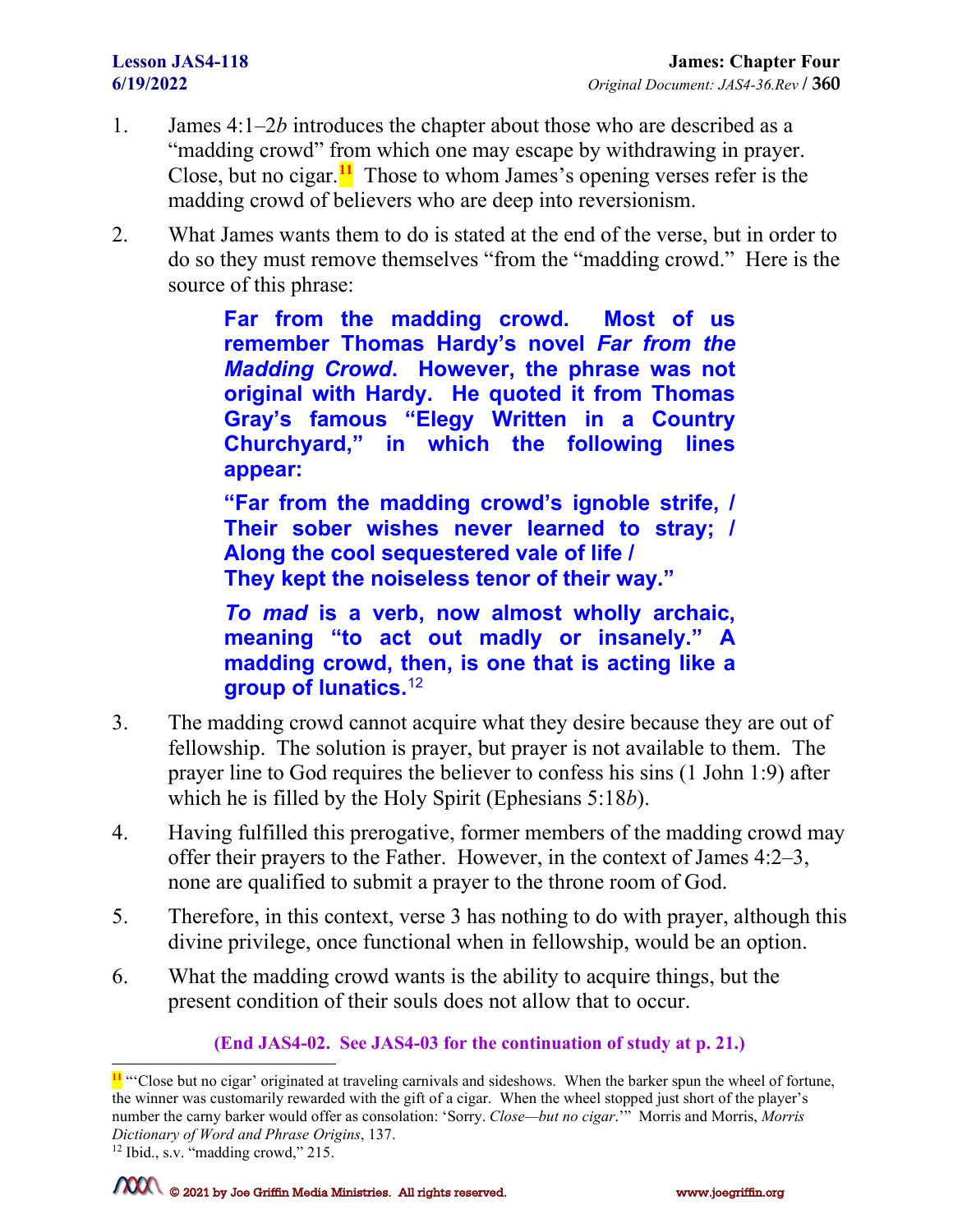1. James 4:1–2*b* introduces the chapter about those who are described as a "madding crowd" from which one may escape by withdrawing in prayer. Close, but no cigar.[11] Those to whom James's opening verses refer is the madding crowd of believers who are deep into reversionism.

2. What James wants them to do is stated at the end of the verse, but in order to do so they must remove themselves "from the "madding crowd." Here is the source of this phrase:

> **Far from the madding crowd. Most of us remember Thomas Hardy's novel *Far from the Madding Crowd*. However, the phrase was not original with Hardy. He quoted it from Thomas Gray's famous "Elegy Written in a Country Churchyard," in which the following lines appear:**
>
> **"Far from the madding crowd's ignoble strife, / Their sober wishes never learned to stray; / Along the cool sequestered vale of life / They kept the noiseless tenor of their way."**
>
> ***To mad* is a verb, now almost wholly archaic, meaning "to act out madly or insanely." A madding crowd, then, is one that is acting like a group of lunatics.**[12]

3. The madding crowd cannot acquire what they desire because they are out of fellowship. The solution is prayer, but prayer is not available to them. The prayer line to God requires the believer to confess his sins (1 John 1:9) after which he is filled by the Holy Spirit (Ephesians 5:18*b*).

4. Having fulfilled this prerogative, former members of the madding crowd may offer their prayers to the Father. However, in the context of James 4:2–3, none are qualified to submit a prayer to the throne room of God.

5. Therefore, in this context, verse 3 has nothing to do with prayer, although this divine privilege, once functional when in fellowship, would be an option.

6. What the madding crowd wants is the ability to acquire things, but the present condition of their souls does not allow that to occur.

**(End JAS4-02. See JAS4-03 for the continuation of study at p. 21.)**

---

[11] "'Close but no cigar' originated at traveling carnivals and sideshows. When the barker spun the wheel of fortune, the winner was customarily rewarded with the gift of a cigar. When the wheel stopped just short of the player's number the carny barker would offer as consolation: 'Sorry. *Close—but no cigar*.'" Morris and Morris, *Morris Dictionary of Word and Phrase Origins*, 137.

[12] Ibid., s.v. "madding crowd," 215.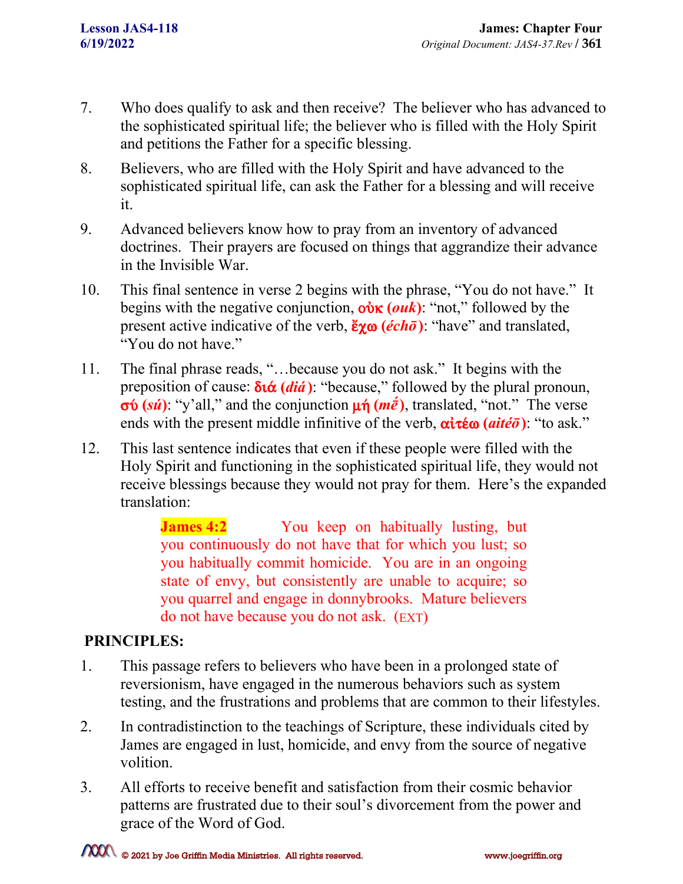7. Who does qualify to ask and then receive? The believer who has advanced to the sophisticated spiritual life; the believer who is filled with the Holy Spirit and petitions the Father for a specific blessing.

8. Believers, who are filled with the Holy Spirit and have advanced to the sophisticated spiritual life, can ask the Father for a blessing and will receive it.

9. Advanced believers know how to pray from an inventory of advanced doctrines. Their prayers are focused on things that aggrandize their advance in the Invisible War.

10. This final sentence in verse 2 begins with the phrase, "You do not have." It begins with the negative conjunction, **οὐκ (*ouk*)**: "not," followed by the present active indicative of the verb, **ἔχω (*échō*)**: "have" and translated, "You do not have."

11. The final phrase reads, "…because you do not ask." It begins with the preposition of cause: **διά (*diá*)**: "because," followed by the plural pronoun, **σύ (*sú*)**: "y'all," and the conjunction **μή (*mḗ*)**, translated, "not." The verse ends with the present middle infinitive of the verb, **αἰτέω (*aitéō*)**: "to ask."

12. This last sentence indicates that even if these people were filled with the Holy Spirit and functioning in the sophisticated spiritual life, they would not receive blessings because they would not pray for them. Here's the expanded translation:

> **James 4:2** You keep on habitually lusting, but you continuously do not have that for which you lust; so you habitually commit homicide. You are in an ongoing state of envy, but consistently are unable to acquire; so you quarrel and engage in donnybrooks. Mature believers do not have because you do not ask. (EXT)

**PRINCIPLES:**

1. This passage refers to believers who have been in a prolonged state of reversionism, have engaged in the numerous behaviors such as system testing, and the frustrations and problems that are common to their lifestyles.

2. In contradistinction to the teachings of Scripture, these individuals cited by James are engaged in lust, homicide, and envy from the source of negative volition.

3. All efforts to receive benefit and satisfaction from their cosmic behavior patterns are frustrated due to their soul's divorcement from the power and grace of the Word of God.